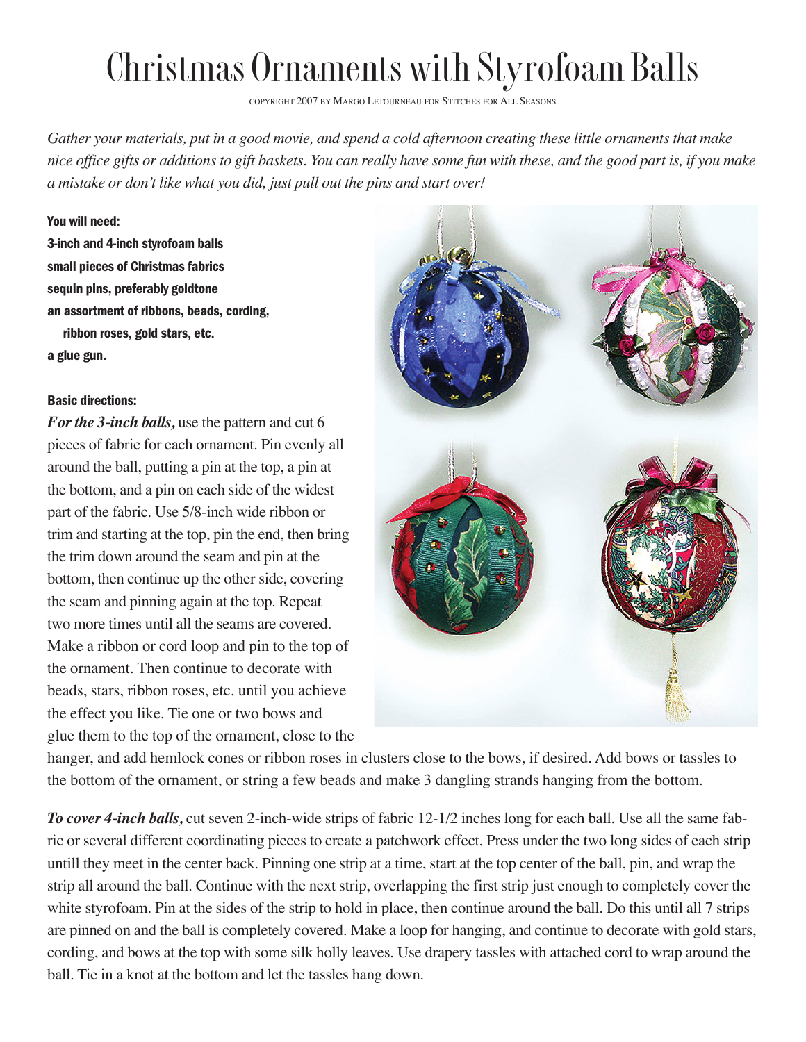# Christmas Ornaments with Styrofoam Balls

COPYRIGHT 2007 BY MARGO LETOURNEAU FOR STITCHES FOR ALL SEASONS

*Gather your materials, put in a good movie, and spend a cold afternoon creating these little ornaments that make nice office gifts or additions to gift baskets. You can really have some fun with these, and the good part is, if you make a mistake or don't like what you did, just pull out the pins and start over!*

**You will need:**

**3-inch and 4-inch styrofoam balls**
**small pieces of Christmas fabrics**
**sequin pins, preferably goldtone**
**an assortment of ribbons, beads, cording, ribbon roses, gold stars, etc.**
**a glue gun.**

**Basic directions:**

***For the 3-inch balls,*** use the pattern and cut 6 pieces of fabric for each ornament. Pin evenly all around the ball, putting a pin at the top, a pin at the bottom, and a pin on each side of the widest part of the fabric. Use 5/8-inch wide ribbon or trim and starting at the top, pin the end, then bring the trim down around the seam and pin at the bottom, then continue up the other side, covering the seam and pinning again at the top. Repeat two more times until all the seams are covered. Make a ribbon or cord loop and pin to the top of the ornament. Then continue to decorate with beads, stars, ribbon roses, etc. until you achieve the effect you like. Tie one or two bows and glue them to the top of the ornament, close to the hanger, and add hemlock cones or ribbon roses in clusters close to the bows, if desired. Add bows or tassles to the bottom of the ornament, or string a few beads and make 3 dangling strands hanging from the bottom.

***To cover 4-inch balls,*** cut seven 2-inch-wide strips of fabric 12-1/2 inches long for each ball. Use all the same fabric or several different coordinating pieces to create a patchwork effect. Press under the two long sides of each strip untill they meet in the center back. Pinning one strip at a time, start at the top center of the ball, pin, and wrap the strip all around the ball. Continue with the next strip, overlapping the first strip just enough to completely cover the white styrofoam. Pin at the sides of the strip to hold in place, then continue around the ball. Do this until all 7 strips are pinned on and the ball is completely covered. Make a loop for hanging, and continue to decorate with gold stars, cording, and bows at the top with some silk holly leaves. Use drapery tassles with attached cord to wrap around the ball. Tie in a knot at the bottom and let the tassles hang down.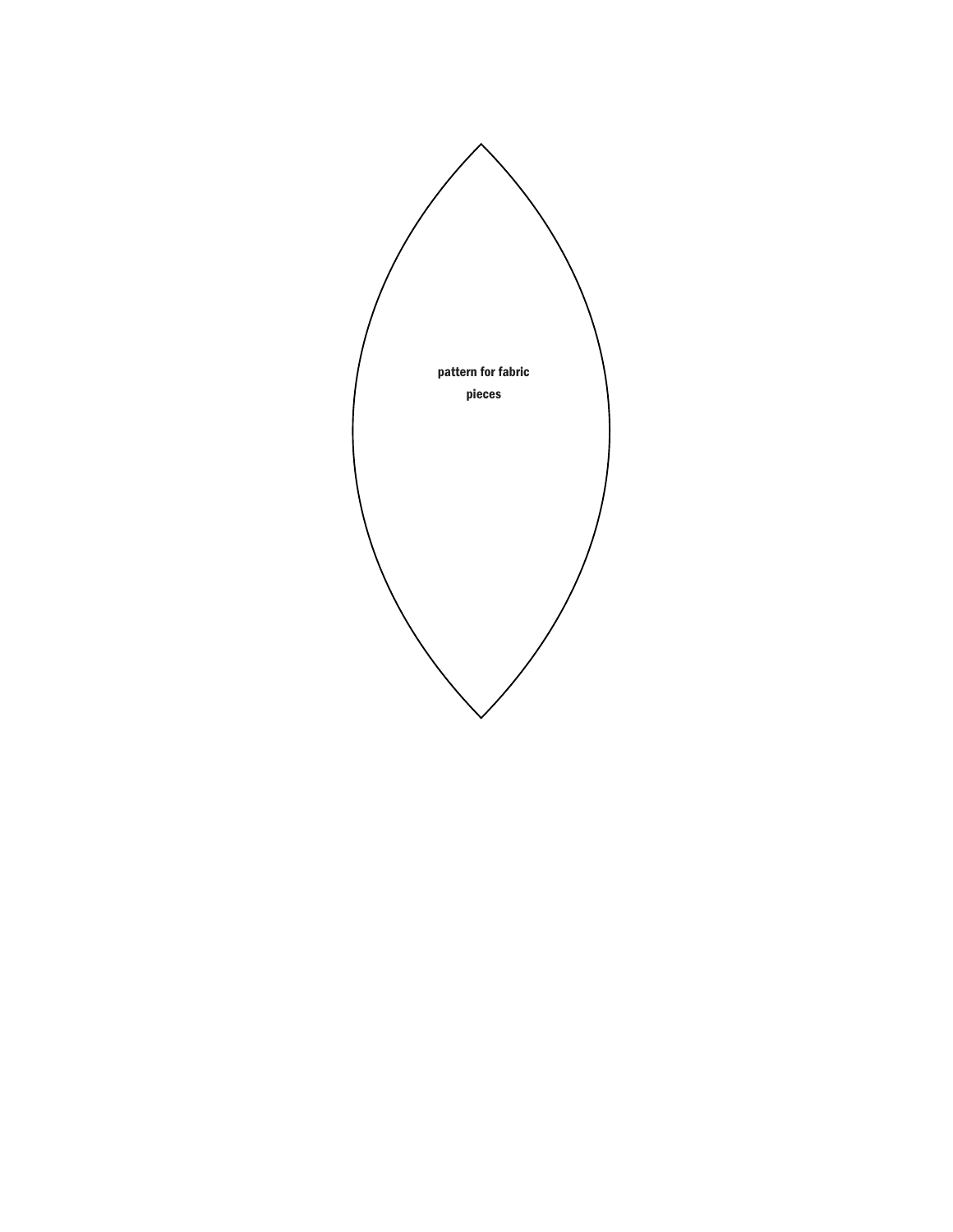pattern for fabric pieces